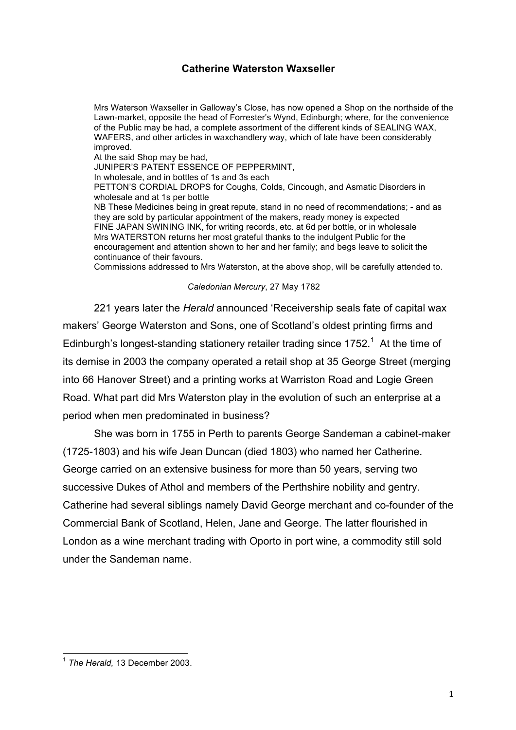# Catherine Waterston Waxseller

> Mrs Waterson Waxseller in Galloway's Close, has now opened a Shop on the northside of the Lawn-market, opposite the head of Forrester's Wynd, Edinburgh; where, for the convenience of the Public may be had, a complete assortment of the different kinds of SEALING WAX, WAFERS, and other articles in waxchandlery way, which of late have been considerably improved.
> At the said Shop may be had,
> JUNIPER'S PATENT ESSENCE OF PEPPERMINT,
> In wholesale, and in bottles of 1s and 3s each
> PETTON'S CORDIAL DROPS for Coughs, Colds, Cincough, and Asmatic Disorders in wholesale and at 1s per bottle
> NB These Medicines being in great repute, stand in no need of recommendations; - and as they are sold by particular appointment of the makers, ready money is expected
> FINE JAPAN SWINING INK, for writing records, etc. at 6d per bottle, or in wholesale
> Mrs WATERSTON returns her most grateful thanks to the indulgent Public for the encouragement and attention shown to her and her family; and begs leave to solicit the continuance of their favours.
> Commissions addressed to Mrs Waterston, at the above shop, will be carefully attended to.
>
> *Caledonian Mercury*, 27 May 1782

221 years later the *Herald* announced 'Receivership seals fate of capital wax makers' George Waterston and Sons, one of Scotland's oldest printing firms and Edinburgh's longest-standing stationery retailer trading since 1752.[1] At the time of its demise in 2003 the company operated a retail shop at 35 George Street (merging into 66 Hanover Street) and a printing works at Warriston Road and Logie Green Road. What part did Mrs Waterston play in the evolution of such an enterprise at a period when men predominated in business?

She was born in 1755 in Perth to parents George Sandeman a cabinet-maker (1725-1803) and his wife Jean Duncan (died 1803) who named her Catherine. George carried on an extensive business for more than 50 years, serving two successive Dukes of Athol and members of the Perthshire nobility and gentry. Catherine had several siblings namely David George merchant and co-founder of the Commercial Bank of Scotland, Helen, Jane and George. The latter flourished in London as a wine merchant trading with Oporto in port wine, a commodity still sold under the Sandeman name.

[1] *The Herald,* 13 December 2003.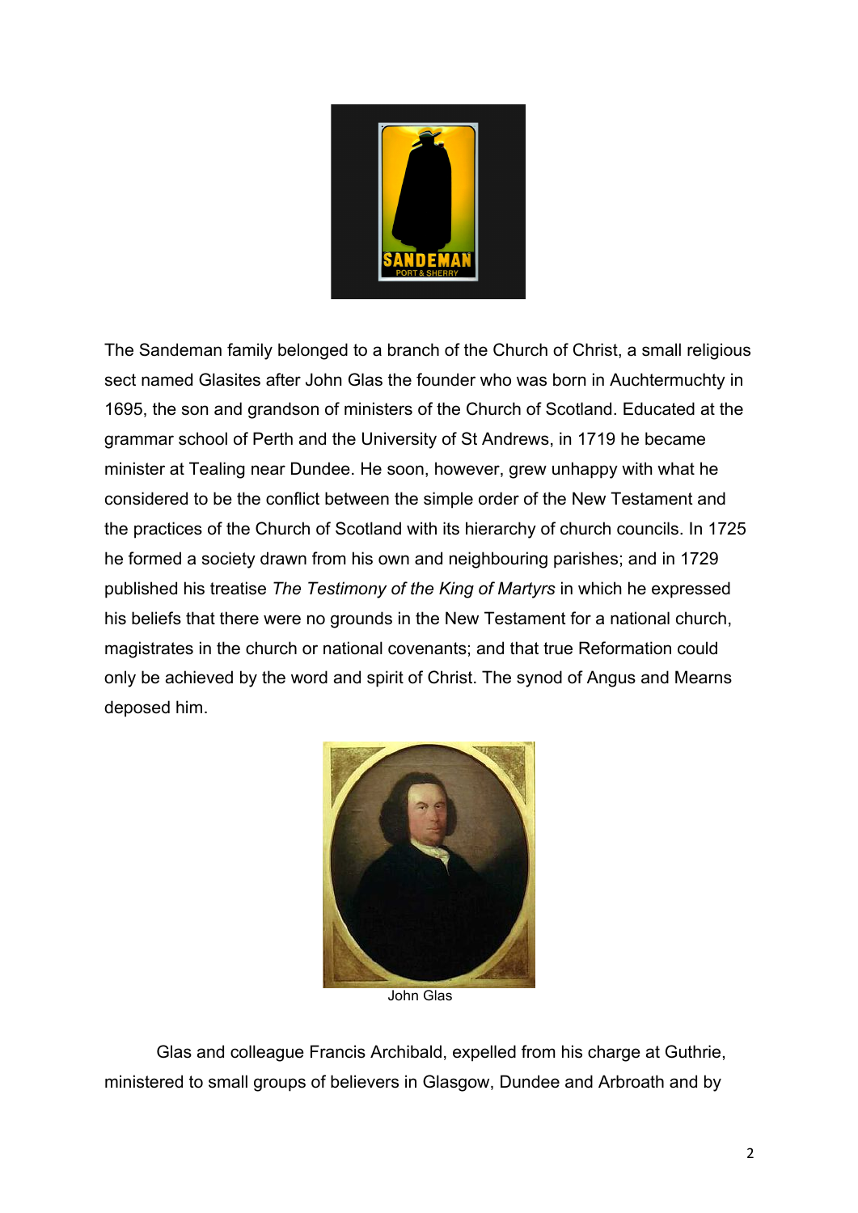The Sandeman family belonged to a branch of the Church of Christ, a small religious sect named Glasites after John Glas the founder who was born in Auchtermuchty in 1695, the son and grandson of ministers of the Church of Scotland. Educated at the grammar school of Perth and the University of St Andrews, in 1719 he became minister at Tealing near Dundee. He soon, however, grew unhappy with what he considered to be the conflict between the simple order of the New Testament and the practices of the Church of Scotland with its hierarchy of church councils. In 1725 he formed a society drawn from his own and neighbouring parishes; and in 1729 published his treatise *The Testimony of the King of Martyrs* in which he expressed his beliefs that there were no grounds in the New Testament for a national church, magistrates in the church or national covenants; and that true Reformation could only be achieved by the word and spirit of Christ. The synod of Angus and Mearns deposed him.

John Glas

Glas and colleague Francis Archibald, expelled from his charge at Guthrie, ministered to small groups of believers in Glasgow, Dundee and Arbroath and by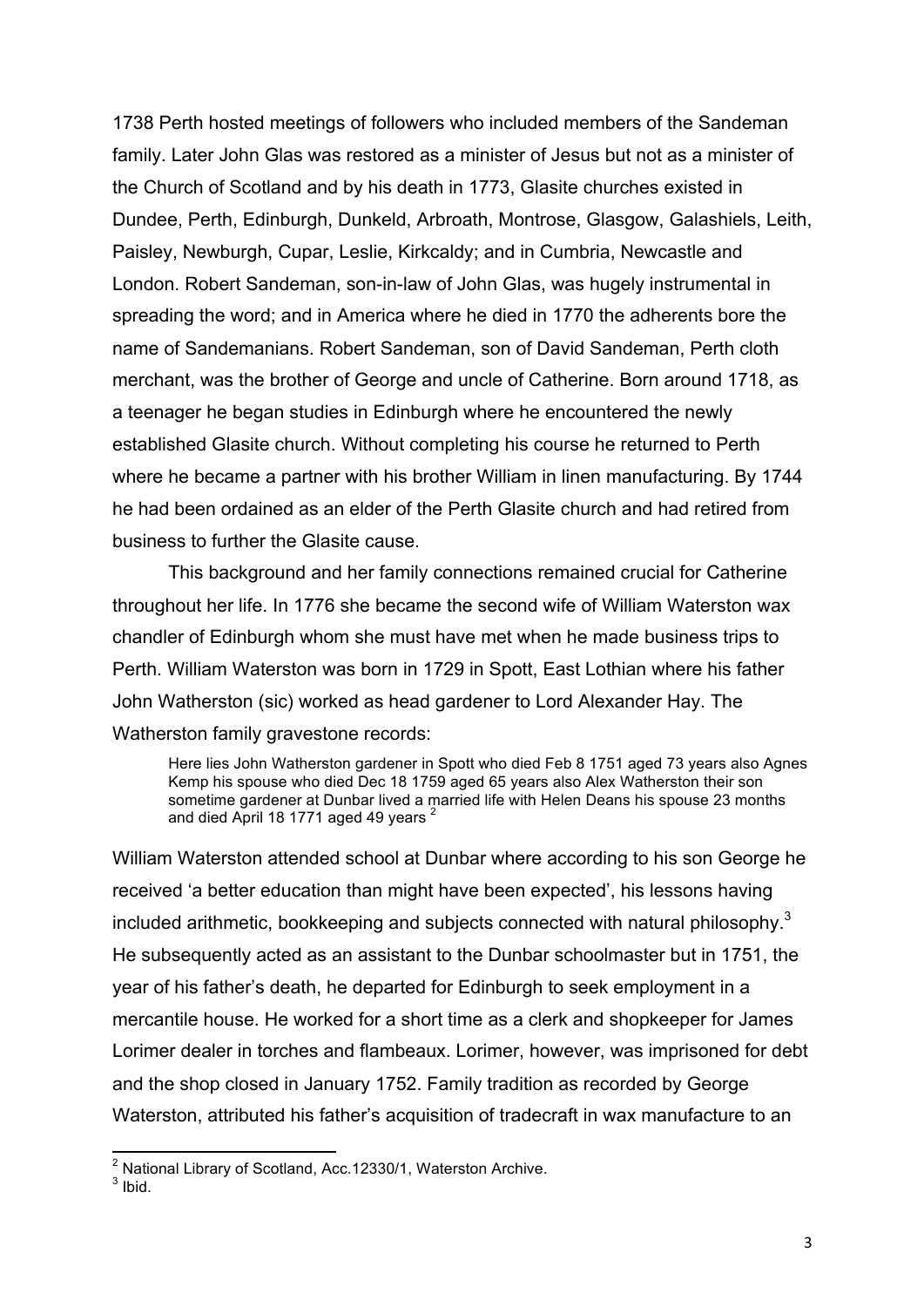1738 Perth hosted meetings of followers who included members of the Sandeman family. Later John Glas was restored as a minister of Jesus but not as a minister of the Church of Scotland and by his death in 1773, Glasite churches existed in Dundee, Perth, Edinburgh, Dunkeld, Arbroath, Montrose, Glasgow, Galashiels, Leith, Paisley, Newburgh, Cupar, Leslie, Kirkcaldy; and in Cumbria, Newcastle and London. Robert Sandeman, son-in-law of John Glas, was hugely instrumental in spreading the word; and in America where he died in 1770 the adherents bore the name of Sandemanians. Robert Sandeman, son of David Sandeman, Perth cloth merchant, was the brother of George and uncle of Catherine. Born around 1718, as a teenager he began studies in Edinburgh where he encountered the newly established Glasite church. Without completing his course he returned to Perth where he became a partner with his brother William in linen manufacturing. By 1744 he had been ordained as an elder of the Perth Glasite church and had retired from business to further the Glasite cause.

This background and her family connections remained crucial for Catherine throughout her life. In 1776 she became the second wife of William Waterston wax chandler of Edinburgh whom she must have met when he made business trips to Perth. William Waterston was born in 1729 in Spott, East Lothian where his father John Watherston (sic) worked as head gardener to Lord Alexander Hay. The Watherston family gravestone records:

> Here lies John Watherston gardener in Spott who died Feb 8 1751 aged 73 years also Agnes Kemp his spouse who died Dec 18 1759 aged 65 years also Alex Watherston their son sometime gardener at Dunbar lived a married life with Helen Deans his spouse 23 months and died April 18 1771 aged 49 years [2]

William Waterston attended school at Dunbar where according to his son George he received 'a better education than might have been expected', his lessons having included arithmetic, bookkeeping and subjects connected with natural philosophy.[3] He subsequently acted as an assistant to the Dunbar schoolmaster but in 1751, the year of his father's death, he departed for Edinburgh to seek employment in a mercantile house. He worked for a short time as a clerk and shopkeeper for James Lorimer dealer in torches and flambeaux. Lorimer, however, was imprisoned for debt and the shop closed in January 1752. Family tradition as recorded by George Waterston, attributed his father's acquisition of tradecraft in wax manufacture to an

---

[2] National Library of Scotland, Acc.12330/1, Waterston Archive.

[3] Ibid.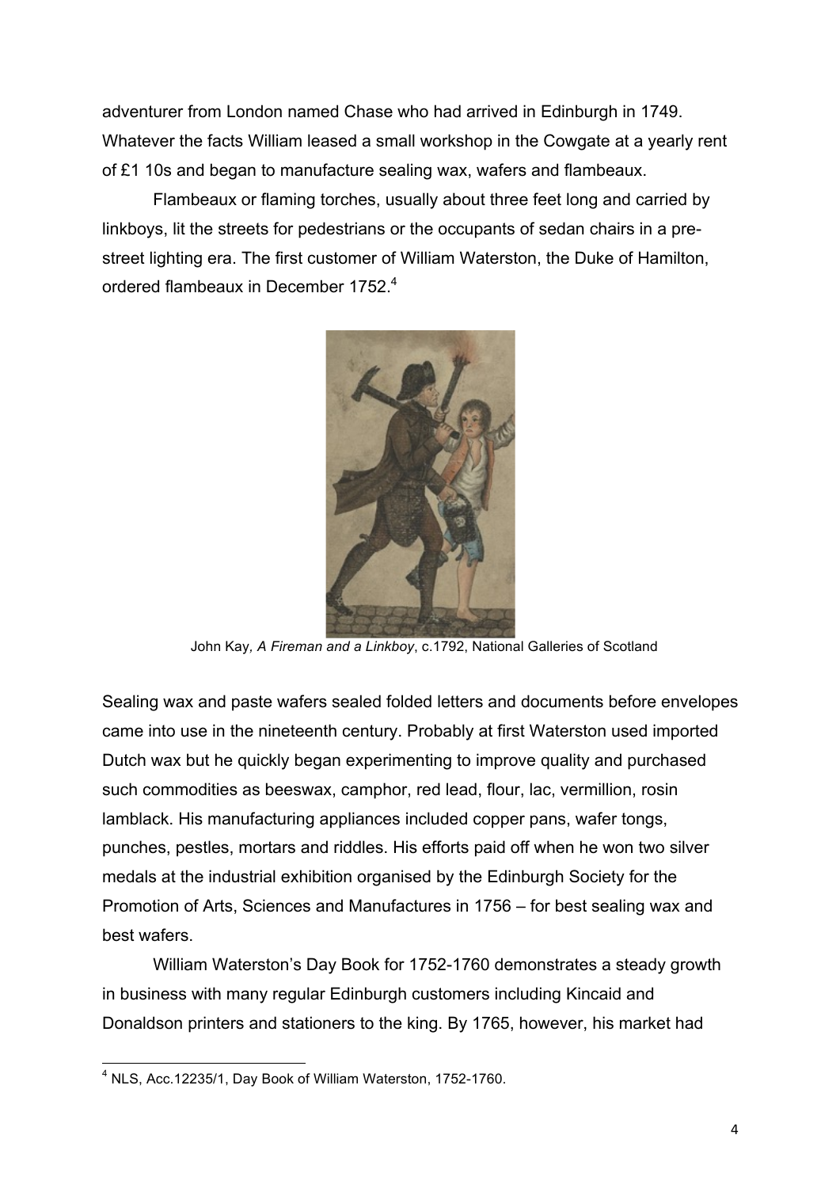adventurer from London named Chase who had arrived in Edinburgh in 1749. Whatever the facts William leased a small workshop in the Cowgate at a yearly rent of £1 10s and began to manufacture sealing wax, wafers and flambeaux.

Flambeaux or flaming torches, usually about three feet long and carried by linkboys, lit the streets for pedestrians or the occupants of sedan chairs in a pre-street lighting era. The first customer of William Waterston, the Duke of Hamilton, ordered flambeaux in December 1752.[4]

John Kay, *A Fireman and a Linkboy*, c.1792, National Galleries of Scotland

Sealing wax and paste wafers sealed folded letters and documents before envelopes came into use in the nineteenth century. Probably at first Waterston used imported Dutch wax but he quickly began experimenting to improve quality and purchased such commodities as beeswax, camphor, red lead, flour, lac, vermillion, rosin lamblack. His manufacturing appliances included copper pans, wafer tongs, punches, pestles, mortars and riddles. His efforts paid off when he won two silver medals at the industrial exhibition organised by the Edinburgh Society for the Promotion of Arts, Sciences and Manufactures in 1756 – for best sealing wax and best wafers.

William Waterston's Day Book for 1752-1760 demonstrates a steady growth in business with many regular Edinburgh customers including Kincaid and Donaldson printers and stationers to the king. By 1765, however, his market had

[4] NLS, Acc.12235/1, Day Book of William Waterston, 1752-1760.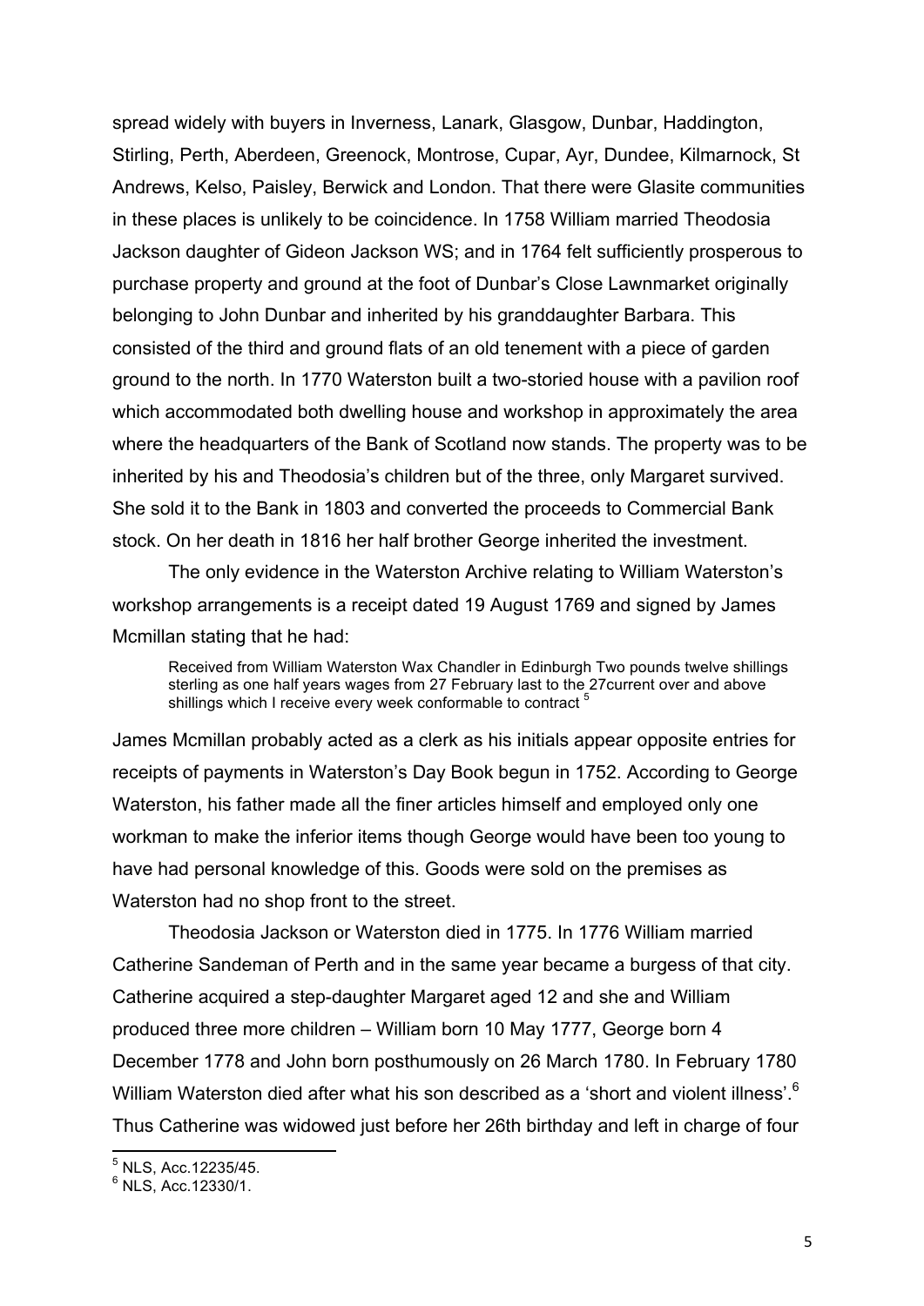spread widely with buyers in Inverness, Lanark, Glasgow, Dunbar, Haddington, Stirling, Perth, Aberdeen, Greenock, Montrose, Cupar, Ayr, Dundee, Kilmarnock, St Andrews, Kelso, Paisley, Berwick and London. That there were Glasite communities in these places is unlikely to be coincidence. In 1758 William married Theodosia Jackson daughter of Gideon Jackson WS; and in 1764 felt sufficiently prosperous to purchase property and ground at the foot of Dunbar's Close Lawnmarket originally belonging to John Dunbar and inherited by his granddaughter Barbara. This consisted of the third and ground flats of an old tenement with a piece of garden ground to the north. In 1770 Waterston built a two-storied house with a pavilion roof which accommodated both dwelling house and workshop in approximately the area where the headquarters of the Bank of Scotland now stands. The property was to be inherited by his and Theodosia's children but of the three, only Margaret survived. She sold it to the Bank in 1803 and converted the proceeds to Commercial Bank stock. On her death in 1816 her half brother George inherited the investment.

The only evidence in the Waterston Archive relating to William Waterston's workshop arrangements is a receipt dated 19 August 1769 and signed by James Mcmillan stating that he had:

> Received from William Waterston Wax Chandler in Edinburgh Two pounds twelve shillings sterling as one half years wages from 27 February last to the 27current over and above shillings which I receive every week conformable to contract [5]

James Mcmillan probably acted as a clerk as his initials appear opposite entries for receipts of payments in Waterston's Day Book begun in 1752. According to George Waterston, his father made all the finer articles himself and employed only one workman to make the inferior items though George would have been too young to have had personal knowledge of this. Goods were sold on the premises as Waterston had no shop front to the street.

Theodosia Jackson or Waterston died in 1775. In 1776 William married Catherine Sandeman of Perth and in the same year became a burgess of that city. Catherine acquired a step-daughter Margaret aged 12 and she and William produced three more children – William born 10 May 1777, George born 4 December 1778 and John born posthumously on 26 March 1780. In February 1780 William Waterston died after what his son described as a 'short and violent illness'.[6] Thus Catherine was widowed just before her 26th birthday and left in charge of four

[5] NLS, Acc.12235/45.

[6] NLS, Acc.12330/1.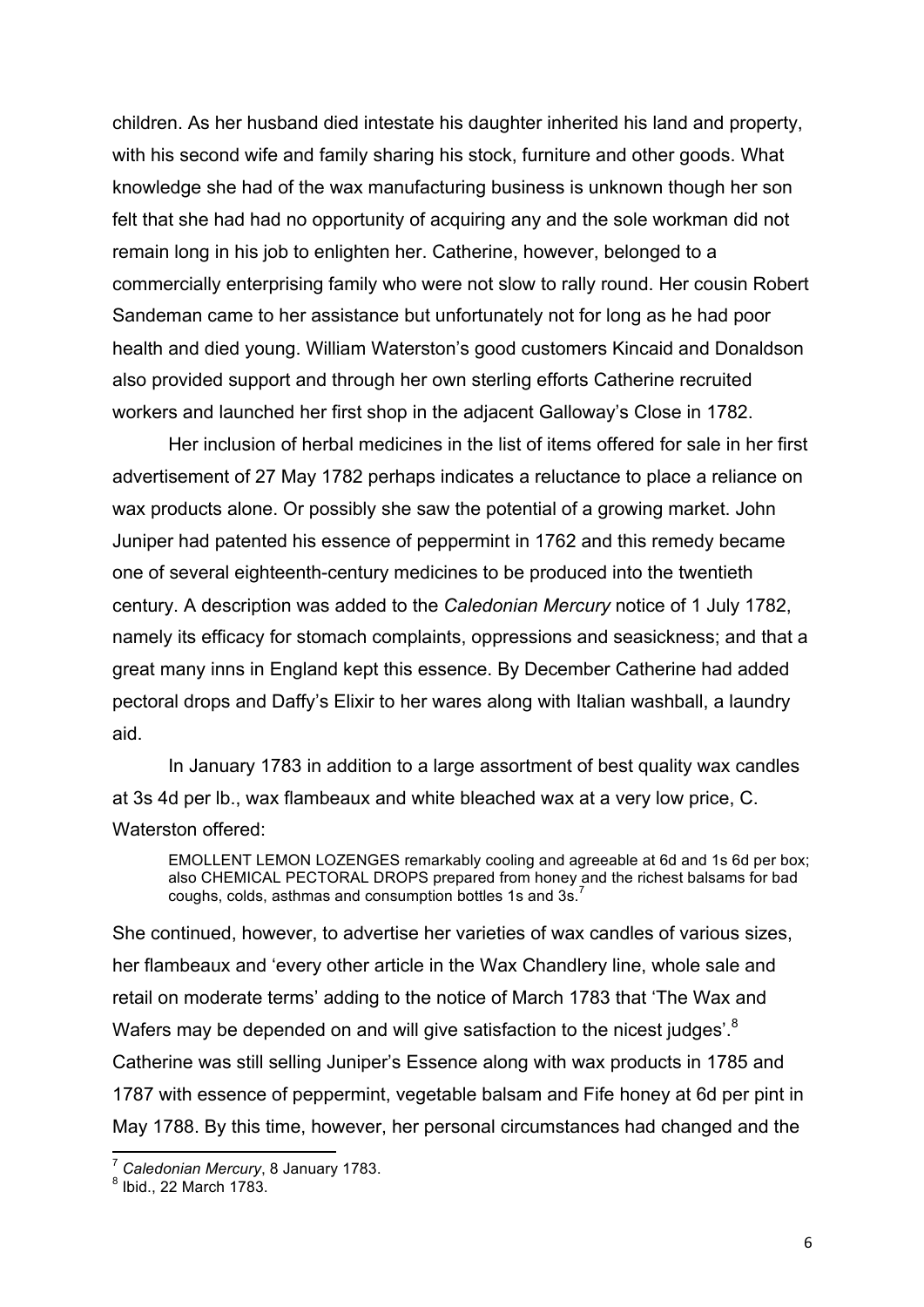children. As her husband died intestate his daughter inherited his land and property, with his second wife and family sharing his stock, furniture and other goods. What knowledge she had of the wax manufacturing business is unknown though her son felt that she had had no opportunity of acquiring any and the sole workman did not remain long in his job to enlighten her. Catherine, however, belonged to a commercially enterprising family who were not slow to rally round. Her cousin Robert Sandeman came to her assistance but unfortunately not for long as he had poor health and died young. William Waterston's good customers Kincaid and Donaldson also provided support and through her own sterling efforts Catherine recruited workers and launched her first shop in the adjacent Galloway's Close in 1782.

Her inclusion of herbal medicines in the list of items offered for sale in her first advertisement of 27 May 1782 perhaps indicates a reluctance to place a reliance on wax products alone. Or possibly she saw the potential of a growing market. John Juniper had patented his essence of peppermint in 1762 and this remedy became one of several eighteenth-century medicines to be produced into the twentieth century. A description was added to the *Caledonian Mercury* notice of 1 July 1782, namely its efficacy for stomach complaints, oppressions and seasickness; and that a great many inns in England kept this essence. By December Catherine had added pectoral drops and Daffy's Elixir to her wares along with Italian washball, a laundry aid.

In January 1783 in addition to a large assortment of best quality wax candles at 3s 4d per lb., wax flambeaux and white bleached wax at a very low price, C. Waterston offered:

> EMOLLENT LEMON LOZENGES remarkably cooling and agreeable at 6d and 1s 6d per box; also CHEMICAL PECTORAL DROPS prepared from honey and the richest balsams for bad coughs, colds, asthmas and consumption bottles 1s and 3s.[7]

She continued, however, to advertise her varieties of wax candles of various sizes, her flambeaux and 'every other article in the Wax Chandlery line, whole sale and retail on moderate terms' adding to the notice of March 1783 that 'The Wax and Wafers may be depended on and will give satisfaction to the nicest judges'.[8] Catherine was still selling Juniper's Essence along with wax products in 1785 and 1787 with essence of peppermint, vegetable balsam and Fife honey at 6d per pint in May 1788. By this time, however, her personal circumstances had changed and the

---

[7] *Caledonian Mercury*, 8 January 1783.

[8] Ibid., 22 March 1783.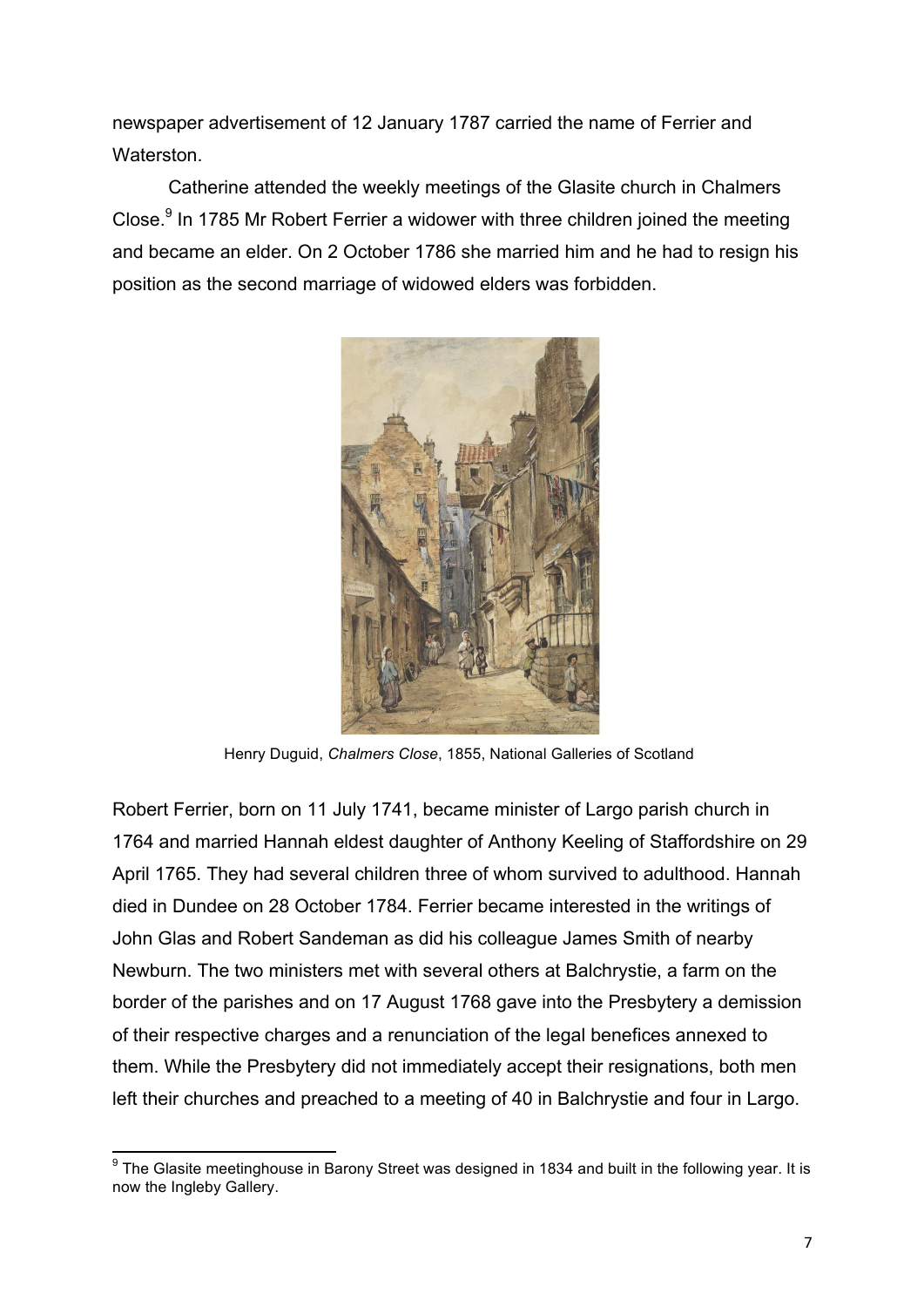newspaper advertisement of 12 January 1787 carried the name of Ferrier and Waterston.

Catherine attended the weekly meetings of the Glasite church in Chalmers Close.[9] In 1785 Mr Robert Ferrier a widower with three children joined the meeting and became an elder. On 2 October 1786 she married him and he had to resign his position as the second marriage of widowed elders was forbidden.

Henry Duguid, *Chalmers Close*, 1855, National Galleries of Scotland

Robert Ferrier, born on 11 July 1741, became minister of Largo parish church in 1764 and married Hannah eldest daughter of Anthony Keeling of Staffordshire on 29 April 1765. They had several children three of whom survived to adulthood. Hannah died in Dundee on 28 October 1784. Ferrier became interested in the writings of John Glas and Robert Sandeman as did his colleague James Smith of nearby Newburn. The two ministers met with several others at Balchrystie, a farm on the border of the parishes and on 17 August 1768 gave into the Presbytery a demission of their respective charges and a renunciation of the legal benefices annexed to them. While the Presbytery did not immediately accept their resignations, both men left their churches and preached to a meeting of 40 in Balchrystie and four in Largo.

[9] The Glasite meetinghouse in Barony Street was designed in 1834 and built in the following year. It is now the Ingleby Gallery.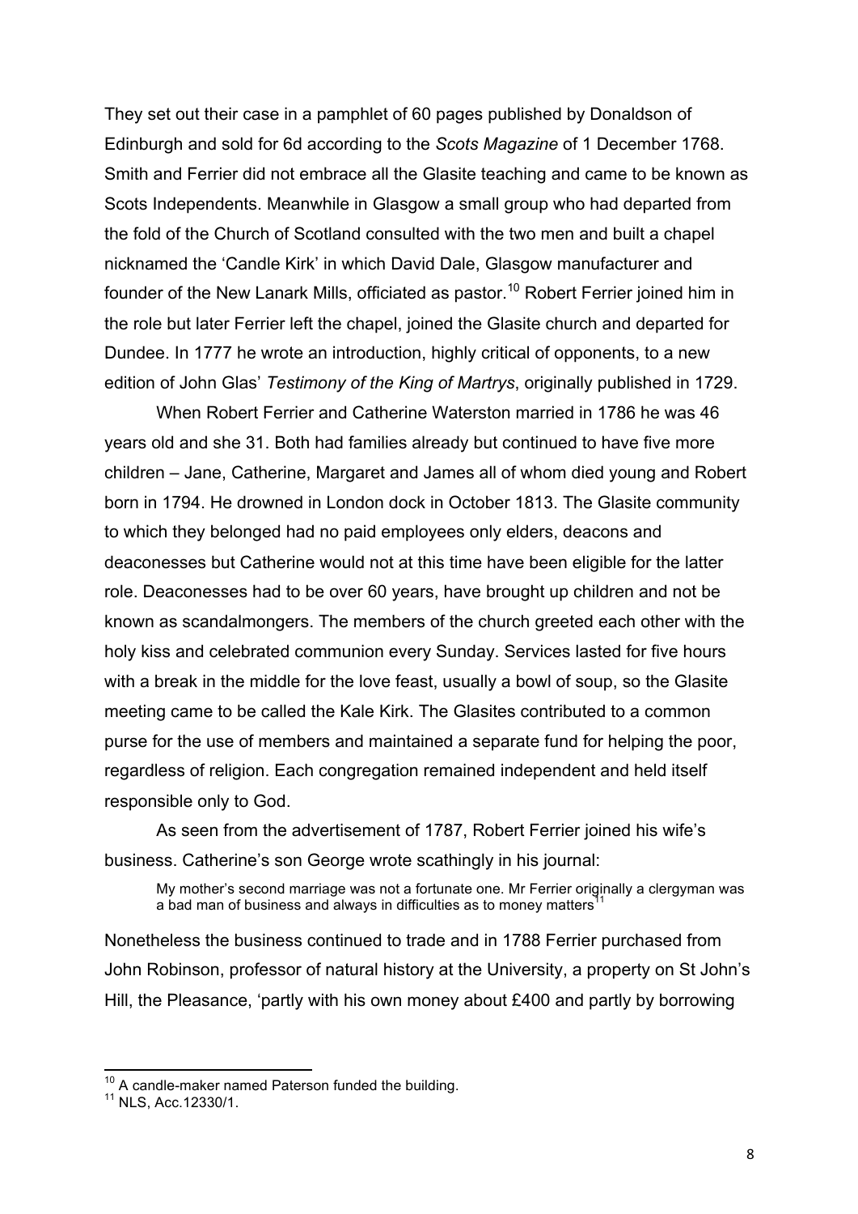They set out their case in a pamphlet of 60 pages published by Donaldson of Edinburgh and sold for 6d according to the *Scots Magazine* of 1 December 1768. Smith and Ferrier did not embrace all the Glasite teaching and came to be known as Scots Independents. Meanwhile in Glasgow a small group who had departed from the fold of the Church of Scotland consulted with the two men and built a chapel nicknamed the 'Candle Kirk' in which David Dale, Glasgow manufacturer and founder of the New Lanark Mills, officiated as pastor.[10] Robert Ferrier joined him in the role but later Ferrier left the chapel, joined the Glasite church and departed for Dundee. In 1777 he wrote an introduction, highly critical of opponents, to a new edition of John Glas' *Testimony of the King of Martrys*, originally published in 1729.

When Robert Ferrier and Catherine Waterston married in 1786 he was 46 years old and she 31. Both had families already but continued to have five more children – Jane, Catherine, Margaret and James all of whom died young and Robert born in 1794. He drowned in London dock in October 1813. The Glasite community to which they belonged had no paid employees only elders, deacons and deaconesses but Catherine would not at this time have been eligible for the latter role. Deaconesses had to be over 60 years, have brought up children and not be known as scandalmongers. The members of the church greeted each other with the holy kiss and celebrated communion every Sunday. Services lasted for five hours with a break in the middle for the love feast, usually a bowl of soup, so the Glasite meeting came to be called the Kale Kirk. The Glasites contributed to a common purse for the use of members and maintained a separate fund for helping the poor, regardless of religion. Each congregation remained independent and held itself responsible only to God.

As seen from the advertisement of 1787, Robert Ferrier joined his wife's business. Catherine's son George wrote scathingly in his journal:

> My mother's second marriage was not a fortunate one. Mr Ferrier originally a clergyman was a bad man of business and always in difficulties as to money matters[11]

Nonetheless the business continued to trade and in 1788 Ferrier purchased from John Robinson, professor of natural history at the University, a property on St John's Hill, the Pleasance, 'partly with his own money about £400 and partly by borrowing

---

[10] A candle-maker named Paterson funded the building.

[11] NLS, Acc.12330/1.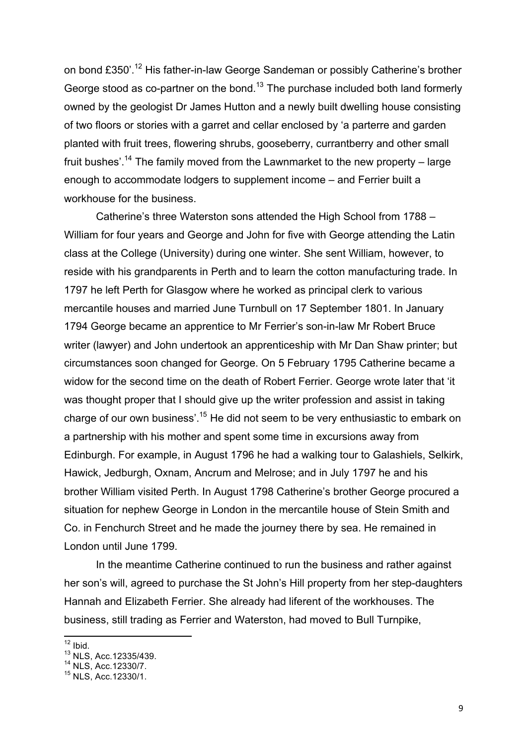on bond £350'.[12] His father-in-law George Sandeman or possibly Catherine's brother George stood as co-partner on the bond.[13] The purchase included both land formerly owned by the geologist Dr James Hutton and a newly built dwelling house consisting of two floors or stories with a garret and cellar enclosed by 'a parterre and garden planted with fruit trees, flowering shrubs, gooseberry, currantberry and other small fruit bushes'.[14] The family moved from the Lawnmarket to the new property – large enough to accommodate lodgers to supplement income – and Ferrier built a workhouse for the business.

Catherine's three Waterston sons attended the High School from 1788 – William for four years and George and John for five with George attending the Latin class at the College (University) during one winter. She sent William, however, to reside with his grandparents in Perth and to learn the cotton manufacturing trade. In 1797 he left Perth for Glasgow where he worked as principal clerk to various mercantile houses and married June Turnbull on 17 September 1801. In January 1794 George became an apprentice to Mr Ferrier's son-in-law Mr Robert Bruce writer (lawyer) and John undertook an apprenticeship with Mr Dan Shaw printer; but circumstances soon changed for George. On 5 February 1795 Catherine became a widow for the second time on the death of Robert Ferrier. George wrote later that 'it was thought proper that I should give up the writer profession and assist in taking charge of our own business'.[15] He did not seem to be very enthusiastic to embark on a partnership with his mother and spent some time in excursions away from Edinburgh. For example, in August 1796 he had a walking tour to Galashiels, Selkirk, Hawick, Jedburgh, Oxnam, Ancrum and Melrose; and in July 1797 he and his brother William visited Perth. In August 1798 Catherine's brother George procured a situation for nephew George in London in the mercantile house of Stein Smith and Co. in Fenchurch Street and he made the journey there by sea. He remained in London until June 1799.

In the meantime Catherine continued to run the business and rather against her son's will, agreed to purchase the St John's Hill property from her step-daughters Hannah and Elizabeth Ferrier. She already had liferent of the workhouses. The business, still trading as Ferrier and Waterston, had moved to Bull Turnpike,

---

[12] Ibid.

[13] NLS, Acc.12335/439.

[14] NLS, Acc.12330/7.

[15] NLS, Acc.12330/1.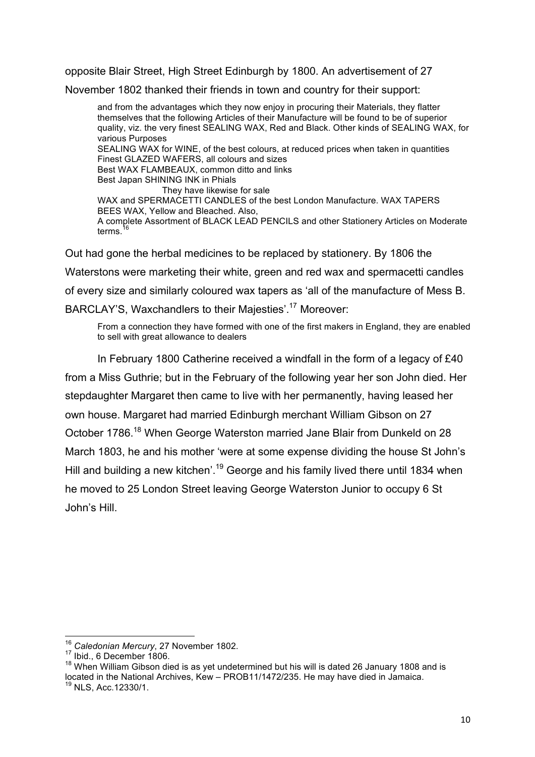opposite Blair Street, High Street Edinburgh by 1800. An advertisement of 27 November 1802 thanked their friends in town and country for their support:

> and from the advantages which they now enjoy in procuring their Materials, they flatter themselves that the following Articles of their Manufacture will be found to be of superior quality, viz. the very finest SEALING WAX, Red and Black. Other kinds of SEALING WAX, for various Purposes
> SEALING WAX for WINE, of the best colours, at reduced prices when taken in quantities
> Finest GLAZED WAFERS, all colours and sizes
> Best WAX FLAMBEAUX, common ditto and links
> Best Japan SHINING INK in Phials
> They have likewise for sale
> WAX and SPERMACETTI CANDLES of the best London Manufacture. WAX TAPERS
> BEES WAX, Yellow and Bleached. Also,
> A complete Assortment of BLACK LEAD PENCILS and other Stationery Articles on Moderate terms.[16]

Out had gone the herbal medicines to be replaced by stationery. By 1806 the Waterstons were marketing their white, green and red wax and spermacetti candles of every size and similarly coloured wax tapers as 'all of the manufacture of Mess B. BARCLAY'S, Waxchandlers to their Majesties'.[17] Moreover:

> From a connection they have formed with one of the first makers in England, they are enabled to sell with great allowance to dealers

In February 1800 Catherine received a windfall in the form of a legacy of £40 from a Miss Guthrie; but in the February of the following year her son John died. Her stepdaughter Margaret then came to live with her permanently, having leased her own house. Margaret had married Edinburgh merchant William Gibson on 27 October 1786.[18] When George Waterston married Jane Blair from Dunkeld on 28 March 1803, he and his mother 'were at some expense dividing the house St John's Hill and building a new kitchen'.[19] George and his family lived there until 1834 when he moved to 25 London Street leaving George Waterston Junior to occupy 6 St John's Hill.

---

[16] *Caledonian Mercury*, 27 November 1802.

[17] Ibid., 6 December 1806.

[18] When William Gibson died is as yet undetermined but his will is dated 26 January 1808 and is located in the National Archives, Kew – PROB11/1472/235. He may have died in Jamaica.

[19] NLS, Acc.12330/1.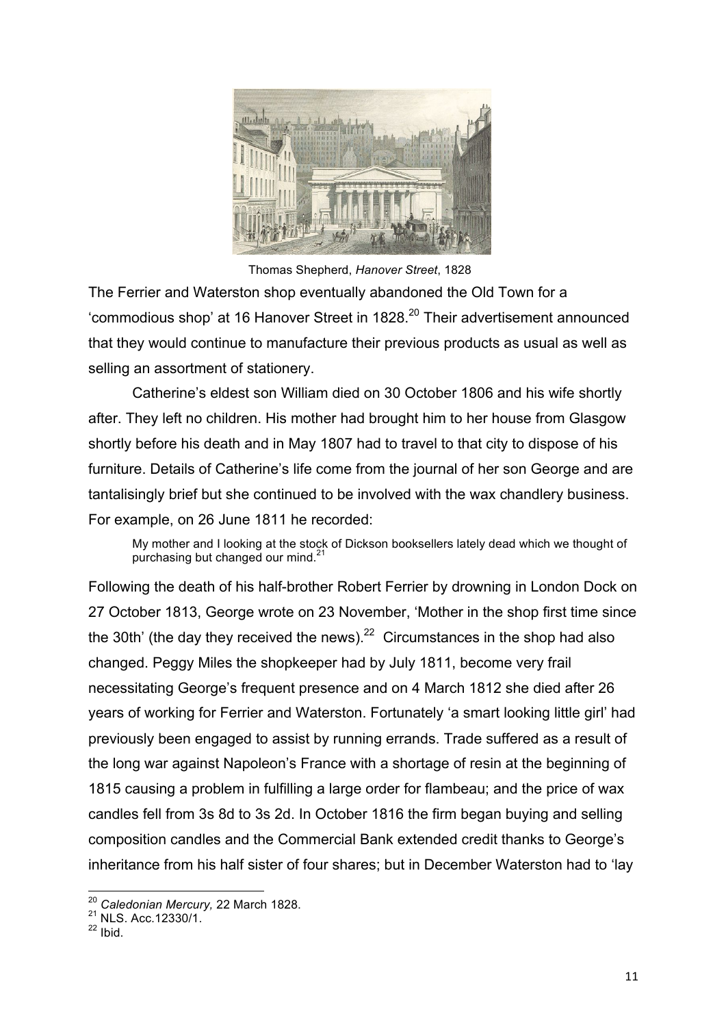Thomas Shepherd, *Hanover Street*, 1828

The Ferrier and Waterston shop eventually abandoned the Old Town for a 'commodious shop' at 16 Hanover Street in 1828.[20] Their advertisement announced that they would continue to manufacture their previous products as usual as well as selling an assortment of stationery.

Catherine's eldest son William died on 30 October 1806 and his wife shortly after. They left no children. His mother had brought him to her house from Glasgow shortly before his death and in May 1807 had to travel to that city to dispose of his furniture. Details of Catherine's life come from the journal of her son George and are tantalisingly brief but she continued to be involved with the wax chandlery business. For example, on 26 June 1811 he recorded:

> My mother and I looking at the stock of Dickson booksellers lately dead which we thought of purchasing but changed our mind.[21]

Following the death of his half-brother Robert Ferrier by drowning in London Dock on 27 October 1813, George wrote on 23 November, 'Mother in the shop first time since the 30th' (the day they received the news).[22] Circumstances in the shop had also changed. Peggy Miles the shopkeeper had by July 1811, become very frail necessitating George's frequent presence and on 4 March 1812 she died after 26 years of working for Ferrier and Waterston. Fortunately 'a smart looking little girl' had previously been engaged to assist by running errands. Trade suffered as a result of the long war against Napoleon's France with a shortage of resin at the beginning of 1815 causing a problem in fulfilling a large order for flambeau; and the price of wax candles fell from 3s 8d to 3s 2d. In October 1816 the firm began buying and selling composition candles and the Commercial Bank extended credit thanks to George's inheritance from his half sister of four shares; but in December Waterston had to 'lay

---

[20] *Caledonian Mercury*, 22 March 1828.
[21] NLS. Acc.12330/1.
[22] Ibid.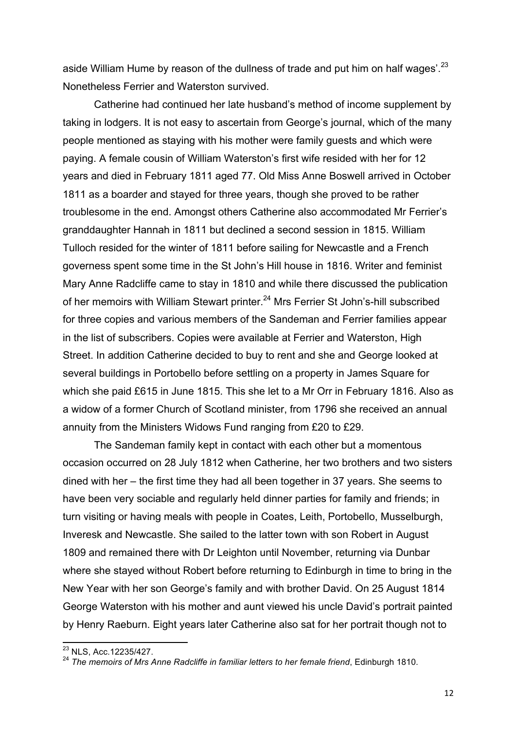aside William Hume by reason of the dullness of trade and put him on half wages'.[23] Nonetheless Ferrier and Waterston survived.

Catherine had continued her late husband's method of income supplement by taking in lodgers. It is not easy to ascertain from George's journal, which of the many people mentioned as staying with his mother were family guests and which were paying. A female cousin of William Waterston's first wife resided with her for 12 years and died in February 1811 aged 77. Old Miss Anne Boswell arrived in October 1811 as a boarder and stayed for three years, though she proved to be rather troublesome in the end. Amongst others Catherine also accommodated Mr Ferrier's granddaughter Hannah in 1811 but declined a second session in 1815. William Tulloch resided for the winter of 1811 before sailing for Newcastle and a French governess spent some time in the St John's Hill house in 1816. Writer and feminist Mary Anne Radcliffe came to stay in 1810 and while there discussed the publication of her memoirs with William Stewart printer.[24] Mrs Ferrier St John's-hill subscribed for three copies and various members of the Sandeman and Ferrier families appear in the list of subscribers. Copies were available at Ferrier and Waterston, High Street. In addition Catherine decided to buy to rent and she and George looked at several buildings in Portobello before settling on a property in James Square for which she paid £615 in June 1815. This she let to a Mr Orr in February 1816. Also as a widow of a former Church of Scotland minister, from 1796 she received an annual annuity from the Ministers Widows Fund ranging from £20 to £29.

The Sandeman family kept in contact with each other but a momentous occasion occurred on 28 July 1812 when Catherine, her two brothers and two sisters dined with her – the first time they had all been together in 37 years. She seems to have been very sociable and regularly held dinner parties for family and friends; in turn visiting or having meals with people in Coates, Leith, Portobello, Musselburgh, Inveresk and Newcastle. She sailed to the latter town with son Robert in August 1809 and remained there with Dr Leighton until November, returning via Dunbar where she stayed without Robert before returning to Edinburgh in time to bring in the New Year with her son George's family and with brother David. On 25 August 1814 George Waterston with his mother and aunt viewed his uncle David's portrait painted by Henry Raeburn. Eight years later Catherine also sat for her portrait though not to

---

[23] NLS, Acc.12235/427.

[24] *The memoirs of Mrs Anne Radcliffe in familiar letters to her female friend*, Edinburgh 1810.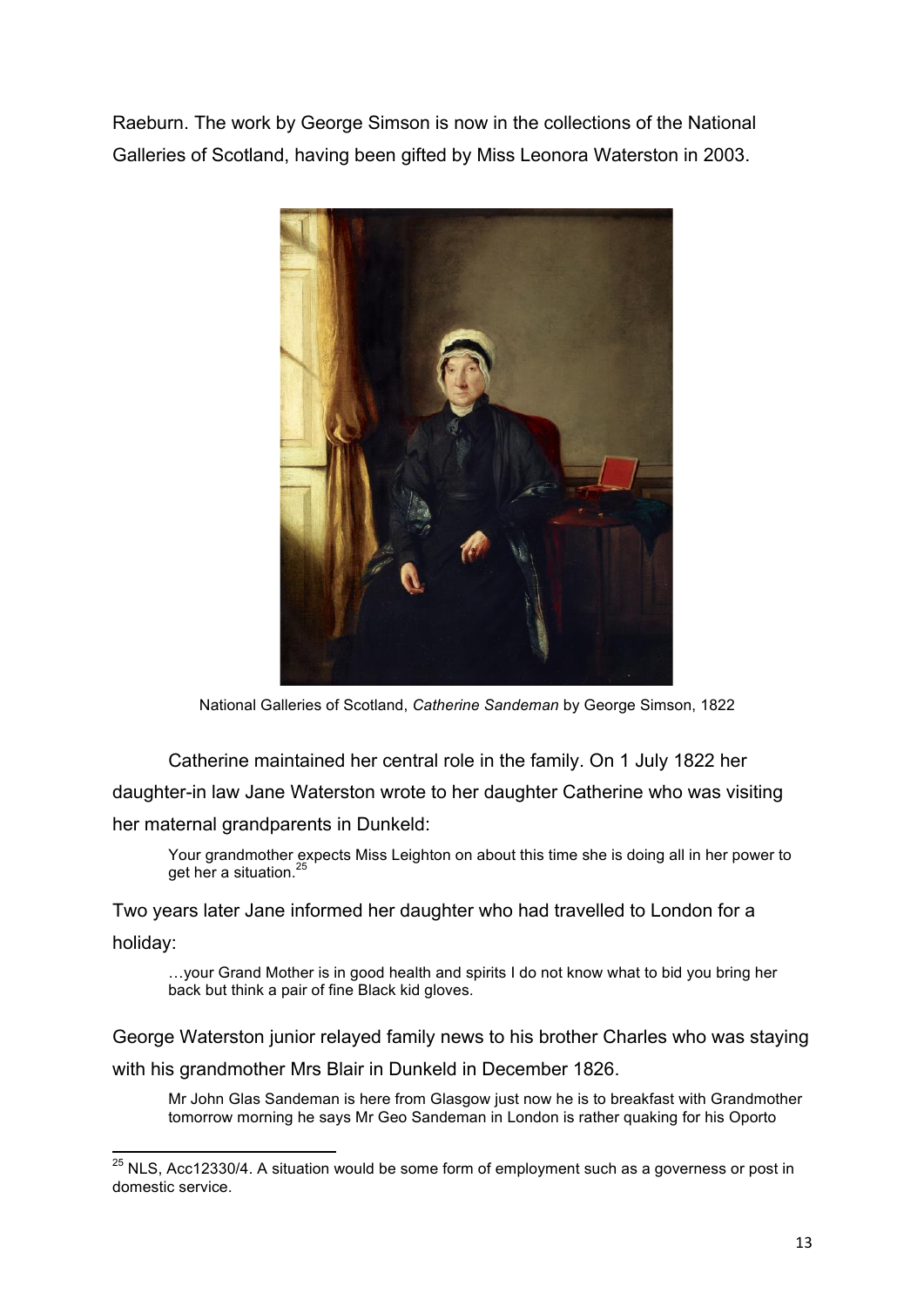Raeburn. The work by George Simson is now in the collections of the National Galleries of Scotland, having been gifted by Miss Leonora Waterston in 2003.

National Galleries of Scotland, *Catherine Sandeman* by George Simson, 1822

Catherine maintained her central role in the family. On 1 July 1822 her daughter-in law Jane Waterston wrote to her daughter Catherine who was visiting her maternal grandparents in Dunkeld:

> Your grandmother expects Miss Leighton on about this time she is doing all in her power to get her a situation.[25]

Two years later Jane informed her daughter who had travelled to London for a holiday:

> …your Grand Mother is in good health and spirits I do not know what to bid you bring her back but think a pair of fine Black kid gloves.

George Waterston junior relayed family news to his brother Charles who was staying with his grandmother Mrs Blair in Dunkeld in December 1826.

> Mr John Glas Sandeman is here from Glasgow just now he is to breakfast with Grandmother tomorrow morning he says Mr Geo Sandeman in London is rather quaking for his Oporto

[25] NLS, Acc12330/4. A situation would be some form of employment such as a governess or post in domestic service.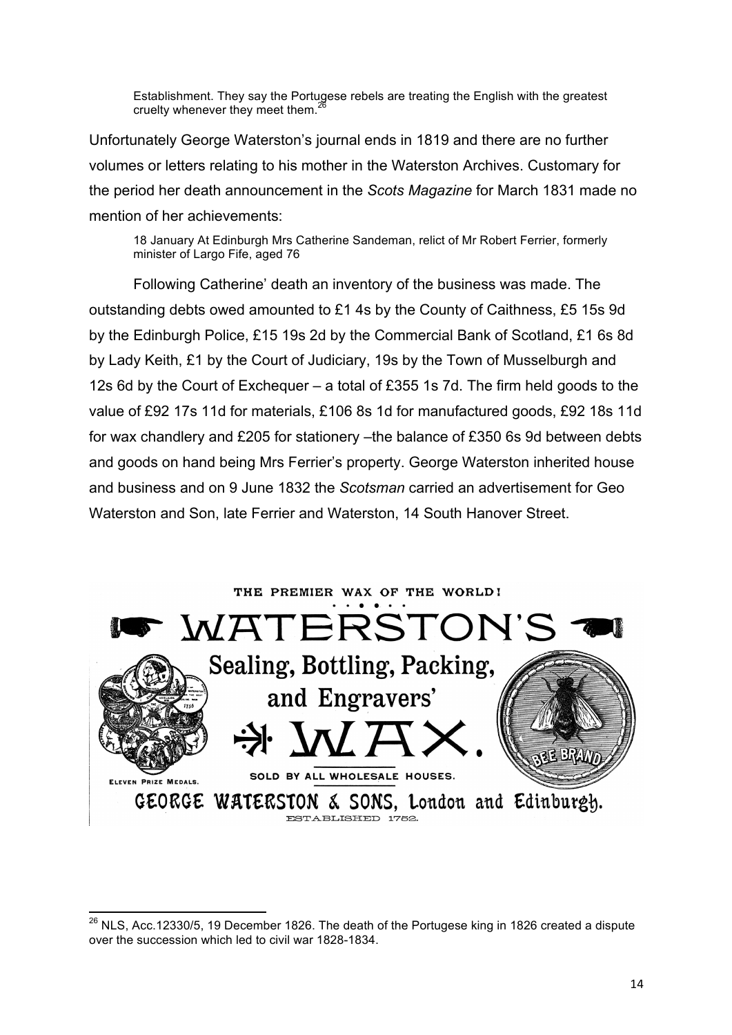> Establishment. They say the Portugese rebels are treating the English with the greatest cruelty whenever they meet them.[26]

Unfortunately George Waterston's journal ends in 1819 and there are no further volumes or letters relating to his mother in the Waterston Archives. Customary for the period her death announcement in the *Scots Magazine* for March 1831 made no mention of her achievements:

> 18 January At Edinburgh Mrs Catherine Sandeman, relict of Mr Robert Ferrier, formerly minister of Largo Fife, aged 76

Following Catherine' death an inventory of the business was made. The outstanding debts owed amounted to £1 4s by the County of Caithness, £5 15s 9d by the Edinburgh Police, £15 19s 2d by the Commercial Bank of Scotland, £1 6s 8d by Lady Keith, £1 by the Court of Judiciary, 19s by the Town of Musselburgh and 12s 6d by the Court of Exchequer – a total of £355 1s 7d. The firm held goods to the value of £92 17s 11d for materials, £106 8s 1d for manufactured goods, £92 18s 11d for wax chandlery and £205 for stationery –the balance of £350 6s 9d between debts and goods on hand being Mrs Ferrier's property. George Waterston inherited house and business and on 9 June 1832 the *Scotsman* carried an advertisement for Geo Waterston and Son, late Ferrier and Waterston, 14 South Hanover Street.

THE PREMIER WAX OF THE WORLD!

WATERSTON'S

Sealing, Bottling, Packing, and Engravers'

WAX.

ELEVEN PRIZE MEDALS.

SOLD BY ALL WHOLESALE HOUSES.

BEE BRAND

GEORGE WATERSTON & SONS, London and Edinburgh.

ESTABLISHED 1752.

---

[26] NLS, Acc.12330/5, 19 December 1826. The death of the Portugese king in 1826 created a dispute over the succession which led to civil war 1828-1834.